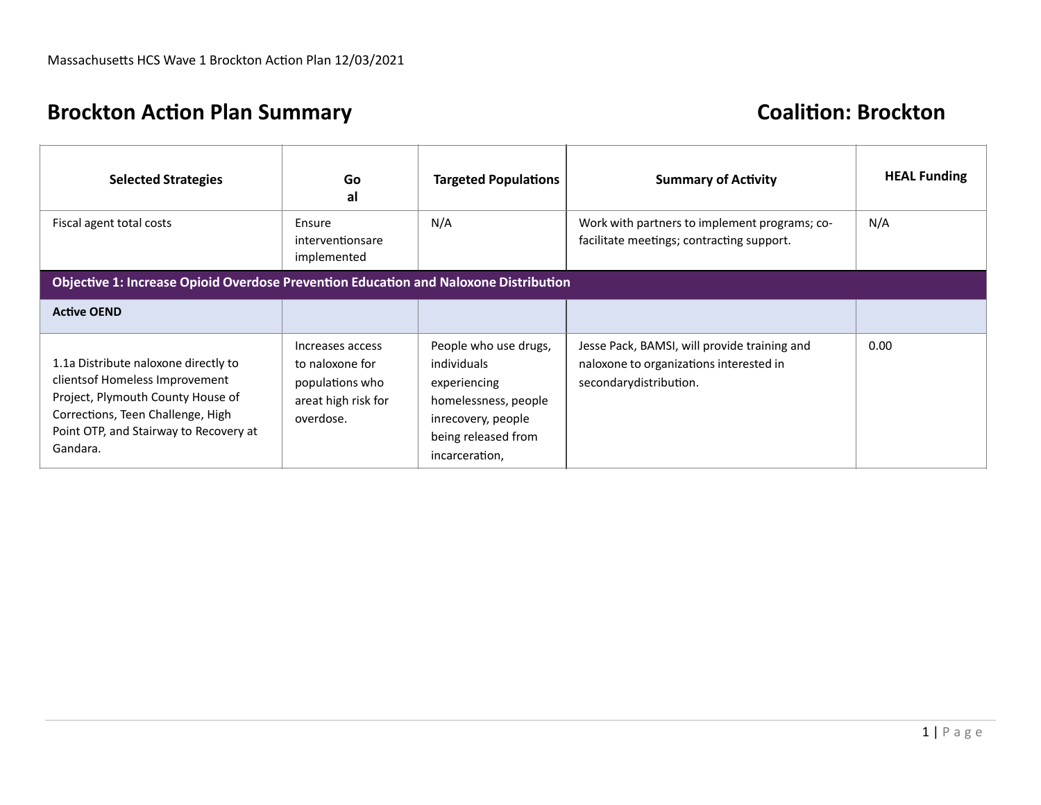# Brockton Action Plan Summary

## Coalition: Brockton

| Selected Strategies | Goal | Targeted Populations | Summary of Activity | HEAL Funding |
|---|---|---|---|---|
| Fiscal agent total costs | Ensure interventionsare implemented | N/A | Work with partners to implement programs; co-facilitate meetings; contracting support. | N/A |
| **Objective 1: Increase Opioid Overdose Prevention Education and Naloxone Distribution** | | | | |
| **Active OEND** | | | | |
| 1.1a Distribute naloxone directly to clientsof Homeless Improvement Project, Plymouth County House of Corrections, Teen Challenge, High Point OTP, and Stairway to Recovery at Gandara. | Increases access to naloxone for populations who areat high risk for overdose. | People who use drugs, individuals experiencing homelessness, people inrecovery, people being released from incarceration, | Jesse Pack, BAMSI, will provide training and naloxone to organizations interested in secondarydistribution. | 0.00 |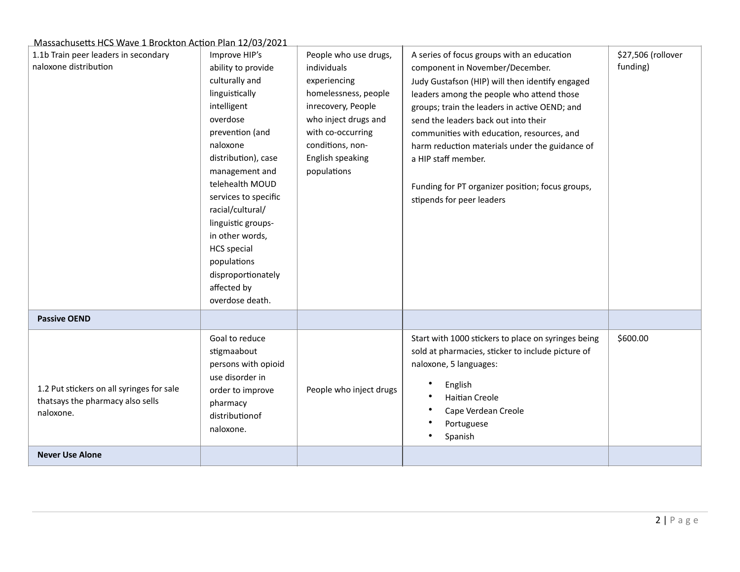| 1.1b Train peer leaders in secondary naloxone distribution | Improve HIP's ability to provide culturally and linguistically intelligent overdose prevention (and naloxone distribution), case management and telehealth MOUD services to specific racial/cultural/ linguistic groups- in other words, HCS special populations disproportionately affected by overdose death. | People who use drugs, individuals experiencing homelessness, people inrecovery, People who inject drugs and with co-occurring conditions, non-English speaking populations | A series of focus groups with an education component in November/December.<br>Judy Gustafson (HIP) will then identify engaged leaders among the people who attend those groups; train the leaders in active OEND; and send the leaders back out into their communities with education, resources, and harm reduction materials under the guidance of a HIP staff member.<br><br>Funding for PT organizer position; focus groups, stipends for peer leaders | $27,506 (rollover funding) |
|---|---|---|---|---|
| **Passive OEND** | | | | |
| 1.2 Put stickers on all syringes for sale thatsays the pharmacy also sells naloxone. | Goal to reduce stigmaabout persons with opioid use disorder in order to improve pharmacy distributionof naloxone. | People who inject drugs | Start with 1000 stickers to place on syringes being sold at pharmacies, sticker to include picture of naloxone, 5 languages:<br>• English<br>• Haitian Creole<br>• Cape Verdean Creole<br>• Portuguese<br>• Spanish | $600.00 |
| **Never Use Alone** | | | | |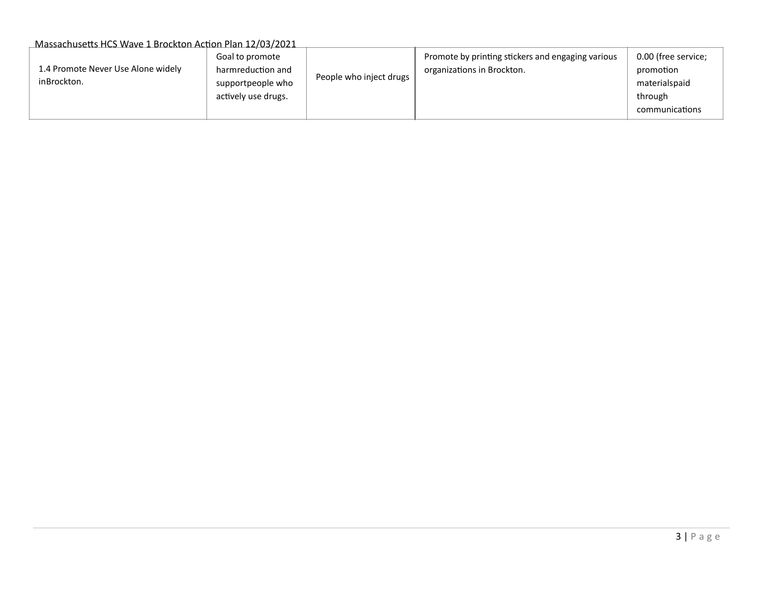| | | | | |
|---|---|---|---|---|
| 1.4 Promote Never Use Alone widely inBrockton. | Goal to promote harmreduction and supportpeople who actively use drugs. | People who inject drugs | Promote by printing stickers and engaging various organizations in Brockton. | 0.00 (free service; promotion materialspaid through communications |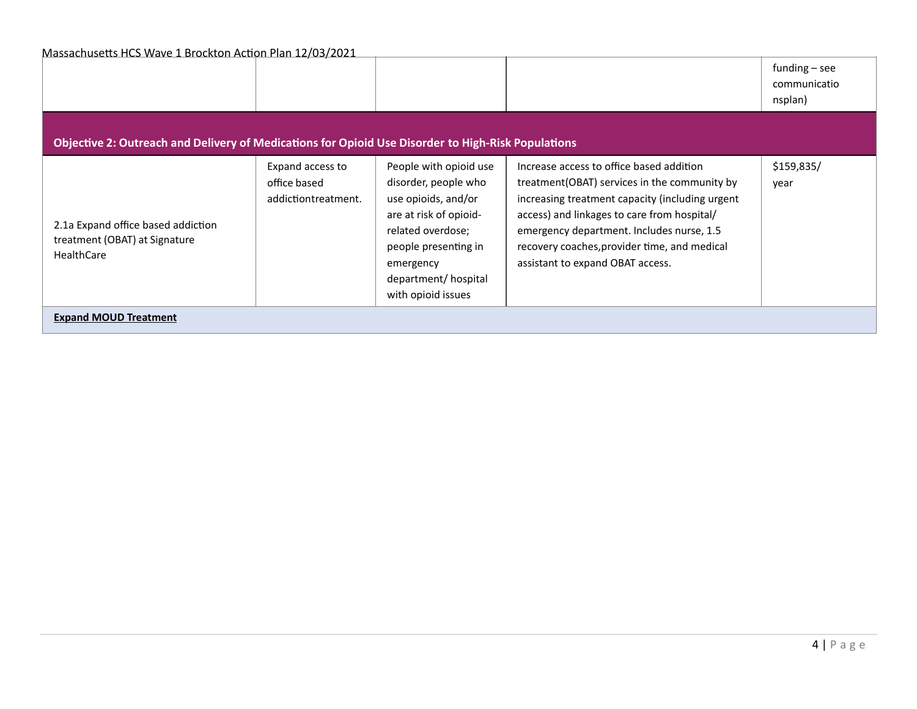| | | | | funding – see communicatio nsplan) |
|---|---|---|---|---|
| **Objective 2: Outreach and Delivery of Medications for Opioid Use Disorder to High-Risk Populations** | | | | |
| 2.1a Expand office based addiction treatment (OBAT) at Signature HealthCare | Expand access to office based addictiontreatment. | People with opioid use disorder, people who use opioids, and/or are at risk of opioid-related overdose; people presenting in emergency department/ hospital with opioid issues | Increase access to office based addition treatment(OBAT) services in the community by increasing treatment capacity (including urgent access) and linkages to care from hospital/ emergency department. Includes nurse, 1.5 recovery coaches,provider time, and medical assistant to expand OBAT access. | $159,835/ year |
| **Expand MOUD Treatment** | | | | |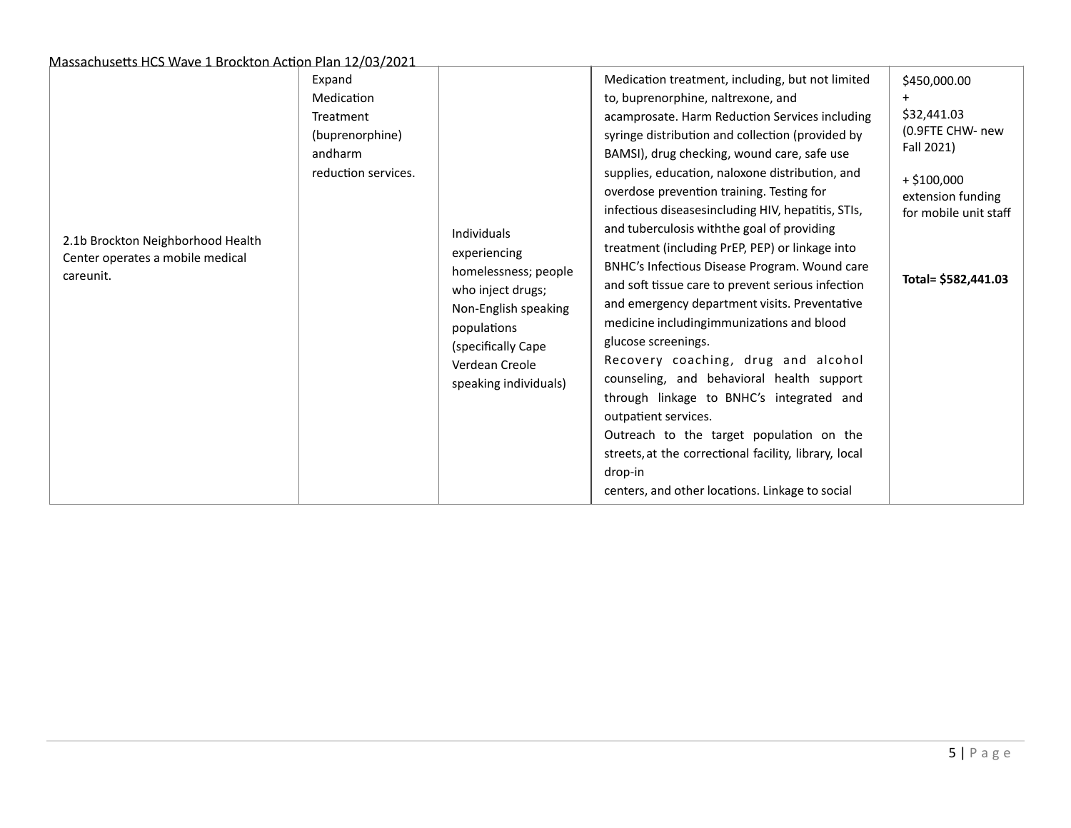| | | | | |
|---|---|---|---|---|
| 2.1b Brockton Neighborhood Health Center operates a mobile medical careunit. | Expand Medication Treatment (buprenorphine) andharm reduction services. | Individuals experiencing homelessness; people who inject drugs; Non-English speaking populations (specifically Cape Verdean Creole speaking individuals) | Medication treatment, including, but not limited to, buprenorphine, naltrexone, and acamprosate. Harm Reduction Services including syringe distribution and collection (provided by BAMSI), drug checking, wound care, safe use supplies, education, naloxone distribution, and overdose prevention training. Testing for infectious diseasesincluding HIV, hepatitis, STIs, and tuberculosis withthe goal of providing treatment (including PrEP, PEP) or linkage into BNHC's Infectious Disease Program. Wound care and soft tissue care to prevent serious infection and emergency department visits. Preventative medicine includingimmunizations and blood glucose screenings.<br>Recovery coaching, drug and alcohol counseling, and behavioral health support through linkage to BNHC's integrated and outpatient services.<br>Outreach to the target population on the streets, at the correctional facility, library, local drop-in centers, and other locations. Linkage to social | \$450,000.00<br>+<br>\$32,441.03 (0.9FTE CHW- new Fall 2021)<br><br>+ \$100,000 extension funding for mobile unit staff<br><br>**Total= \$582,441.03** |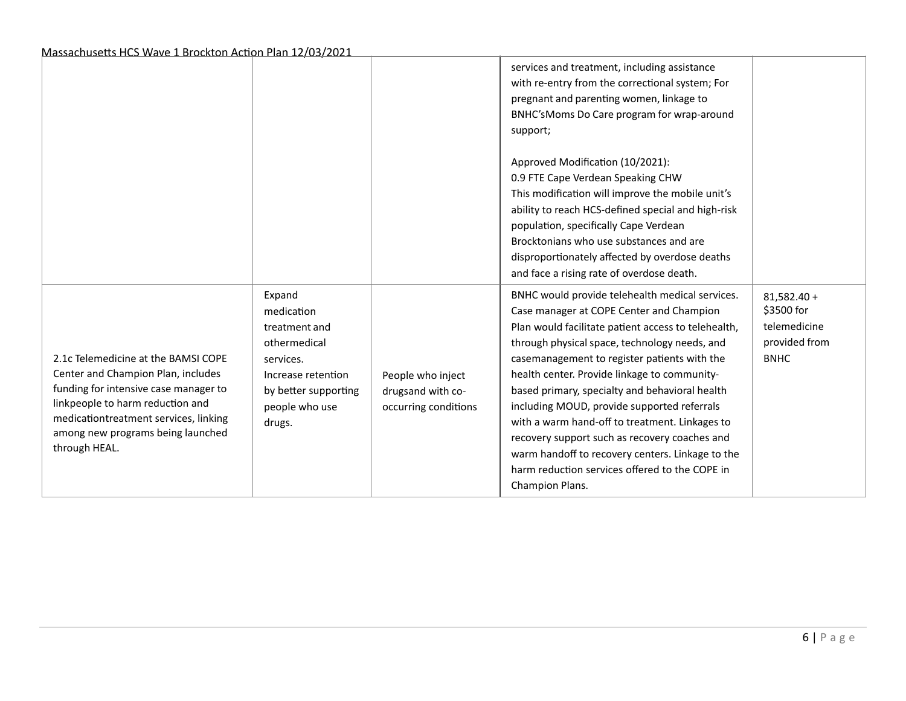| | | | | |
|---|---|---|---|---|
| | | | services and treatment, including assistance with re-entry from the correctional system; For pregnant and parenting women, linkage to BNHC'sMoms Do Care program for wrap-around support;<br><br>Approved Modification (10/2021):<br>0.9 FTE Cape Verdean Speaking CHW<br>This modification will improve the mobile unit's ability to reach HCS-defined special and high-risk population, specifically Cape Verdean Brocktonians who use substances and are disproportionately affected by overdose deaths and face a rising rate of overdose death. | |
| 2.1c Telemedicine at the BAMSI COPE Center and Champion Plan, includes funding for intensive case manager to linkpeople to harm reduction and medicationtreatment services, linking among new programs being launched through HEAL. | Expand medication treatment and othermedical services.<br>Increase retention by better supporting people who use drugs. | People who inject drugsand with co-occurring conditions | BNHC would provide telehealth medical services. Case manager at COPE Center and Champion Plan would facilitate patient access to telehealth, through physical space, technology needs, and casemanagement to register patients with the health center. Provide linkage to community-based primary, specialty and behavioral health including MOUD, provide supported referrals with a warm hand-off to treatment. Linkages to recovery support such as recovery coaches and warm handoff to recovery centers. Linkage to the harm reduction services offered to the COPE in Champion Plans. | 81,582.40 + \$3500 for telemedicine provided from BNHC |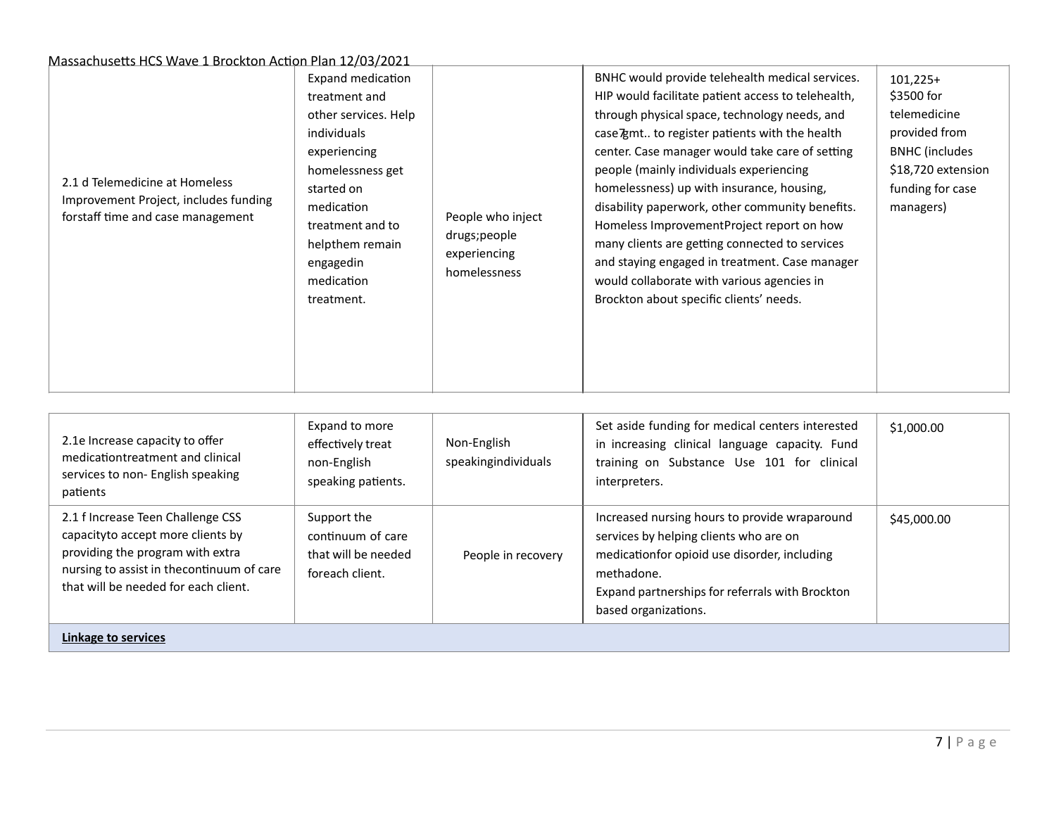| 2.1 d Telemedicine at Homeless Improvement Project, includes funding forstaff time and case management | Expand medication treatment and other services. Help individuals experiencing homelessness get started on medication treatment and to helpthem remain engagedin medication treatment. | People who inject drugs;people experiencing homelessness | BNHC would provide telehealth medical services. HIP would facilitate patient access to telehealth, through physical space, technology needs, and case mgmt.. to register patients with the health center. Case manager would take care of setting people (mainly individuals experiencing homelessness) up with insurance, housing, disability paperwork, other community benefits. Homeless ImprovementProject report on how many clients are getting connected to services and staying engaged in treatment. Case manager would collaborate with various agencies in Brockton about specific clients' needs. | 101,225+ $3500 for telemedicine provided from BNHC (includes $18,720 extension funding for case managers) |
|---|---|---|---|---|

| 2.1e Increase capacity to offer medicationtreatment and clinical services to non- English speaking patients | Expand to more effectively treat non-English speaking patients. | Non-English speakingindividuals | Set aside funding for medical centers interested in increasing clinical language capacity. Fund training on Substance Use 101 for clinical interpreters. | $1,000.00 |
|---|---|---|---|---|
| 2.1 f Increase Teen Challenge CSS capacityto accept more clients by providing the program with extra nursing to assist in thecontinuum of care that will be needed for each client. | Support the continuum of care that will be needed foreach client. | People in recovery | Increased nursing hours to provide wraparound services by helping clients who are on medicationfor opioid use disorder, including methadone.<br>Expand partnerships for referrals with Brockton based organizations. | $45,000.00 |
| **Linkage to services** | | | | |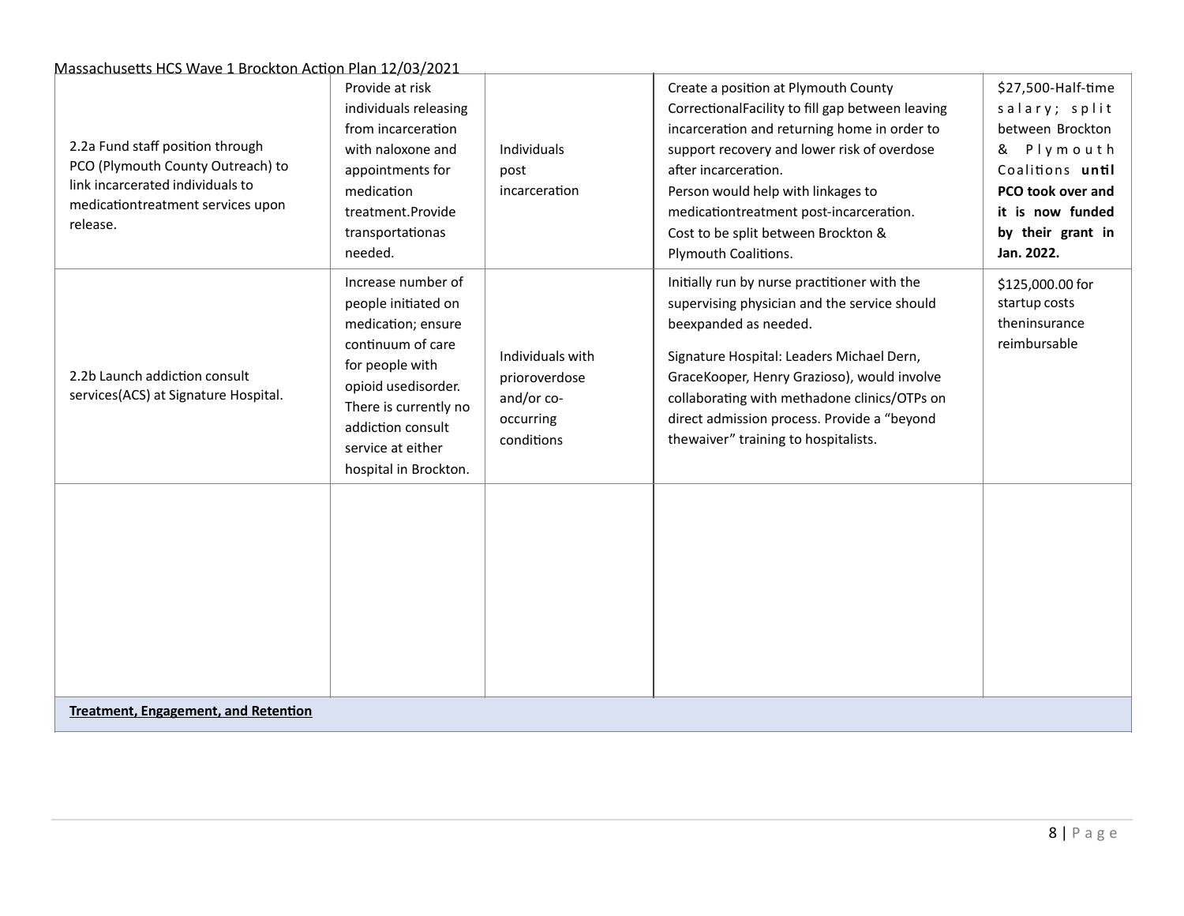| | | | | |
|---|---|---|---|---|
| 2.2a Fund staff position through PCO (Plymouth County Outreach) to link incarcerated individuals to medicationtreatment services upon release. | Provide at risk individuals releasing from incarceration with naloxone and appointments for medication treatment.Provide transportationas needed. | Individuals post incarceration | Create a position at Plymouth County CorrectionalFacility to fill gap between leaving incarceration and returning home in order to support recovery and lower risk of overdose after incarceration. Person would help with linkages to medicationtreatment post-incarceration. Cost to be split between Brockton & Plymouth Coalitions. | $27,500-Half-time salary; split between Brockton & Plymouth Coalitions **until PCO took over and it is now funded by their grant in Jan. 2022.** |
| 2.2b Launch addiction consult services(ACS) at Signature Hospital. | Increase number of people initiated on medication; ensure continuum of care for people with opioid usedisorder. There is currently no addiction consult service at either hospital in Brockton. | Individuals with prioroverdose and/or co-occurring conditions | Initially run by nurse practitioner with the supervising physician and the service should beexpanded as needed. Signature Hospital: Leaders Michael Dern, GraceKooper, Henry Grazioso), would involve collaborating with methadone clinics/OTPs on direct admission process. Provide a “beyond thewaiver” training to hospitalists. | $125,000.00 for startup costs theninsurance reimbursable |
| | | | | |
| **Treatment, Engagement, and Retention** | | | | |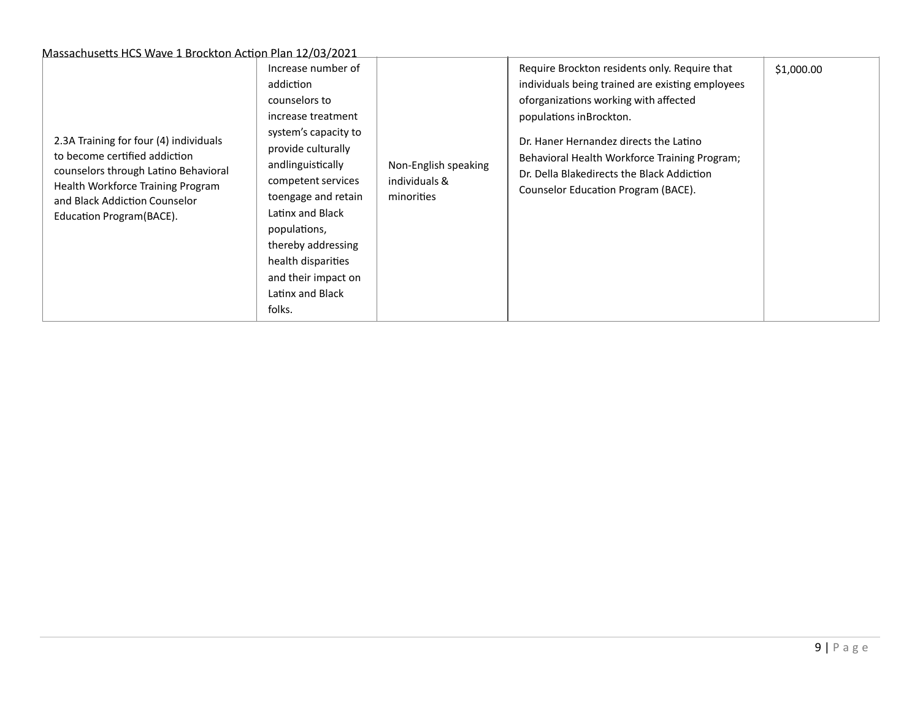| | | | | |
|---|---|---|---|---|
| 2.3A Training for four (4) individuals to become certified addiction counselors through Latino Behavioral Health Workforce Training Program and Black Addiction Counselor Education Program(BACE). | Increase number of addiction counselors to increase treatment system's capacity to provide culturally andlinguistically competent services toengage and retain Latinx and Black populations, thereby addressing health disparities and their impact on Latinx and Black folks. | Non-English speaking individuals & minorities | Require Brockton residents only. Require that individuals being trained are existing employees oforganizations working with affected populations inBrockton.<br><br>Dr. Haner Hernandez directs the Latino Behavioral Health Workforce Training Program; Dr. Della Blakedirects the Black Addiction Counselor Education Program (BACE). | $1,000.00 |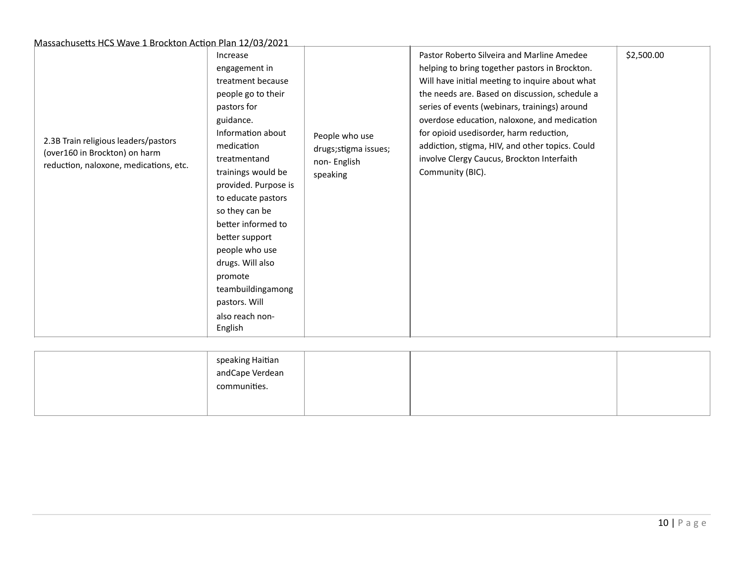| 2.3B Train religious leaders/pastors (over160 in Brockton) on harm reduction, naloxone, medications, etc. | Increase engagement in treatment because people go to their pastors for guidance. Information about medication treatmentand trainings would be provided. Purpose is to educate pastors so they can be better informed to better support people who use drugs. Will also promote teambuildingamong pastors. Will also reach non-English speaking Haitian andCape Verdean communities. | People who use drugs;stigma issues; non- English speaking | Pastor Roberto Silveira and Marline Amedee helping to bring together pastors in Brockton. Will have initial meeting to inquire about what the needs are. Based on discussion, schedule a series of events (webinars, trainings) around overdose education, naloxone, and medication for opioid usedisorder, harm reduction, addiction, stigma, HIV, and other topics. Could involve Clergy Caucus, Brockton Interfaith Community (BIC). | $2,500.00 |
|---|---|---|---|---|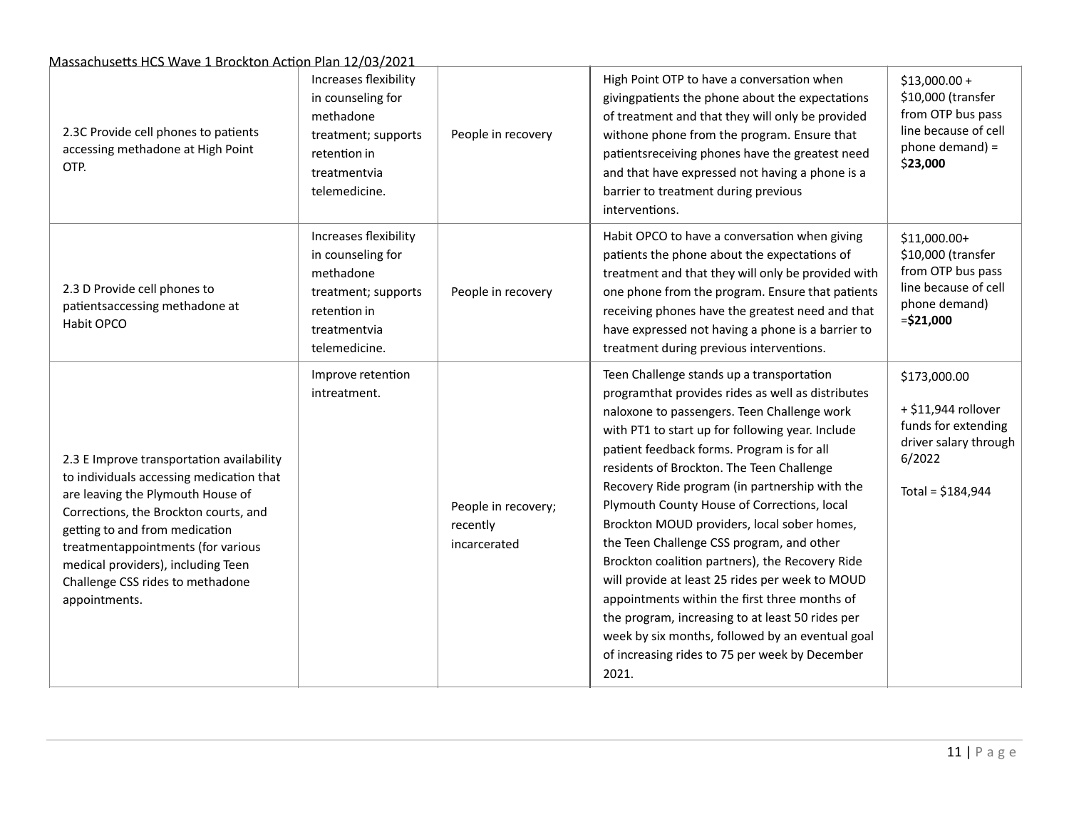| 2.3C Provide cell phones to patients accessing methadone at High Point OTP. | Increases flexibility in counseling for methadone treatment; supports retention in treatmentvia telemedicine. | People in recovery | High Point OTP to have a conversation when givingpatients the phone about the expectations of treatment and that they will only be provided withone phone from the program. Ensure that patientsreceiving phones have the greatest need and that have expressed not having a phone is a barrier to treatment during previous interventions. | $13,000.00 + $10,000 (transfer from OTP bus pass line because of cell phone demand) = $**23,000** |
|---|---|---|---|---|
| 2.3 D Provide cell phones to patientsaccessing methadone at Habit OPCO | Increases flexibility in counseling for methadone treatment; supports retention in treatmentvia telemedicine. | People in recovery | Habit OPCO to have a conversation when giving patients the phone about the expectations of treatment and that they will only be provided with one phone from the program. Ensure that patients receiving phones have the greatest need and that have expressed not having a phone is a barrier to treatment during previous interventions. | $11,000.00+ $10,000 (transfer from OTP bus pass line because of cell phone demand) =**$21,000** |
| 2.3 E Improve transportation availability to individuals accessing medication that are leaving the Plymouth House of Corrections, the Brockton courts, and getting to and from medication treatmentappointments (for various medical providers), including Teen Challenge CSS rides to methadone appointments. | Improve retention intreatment. | People in recovery; recently incarcerated | Teen Challenge stands up a transportation programthat provides rides as well as distributes naloxone to passengers. Teen Challenge work with PT1 to start up for following year. Include patient feedback forms. Program is for all residents of Brockton. The Teen Challenge Recovery Ride program (in partnership with the Plymouth County House of Corrections, local Brockton MOUD providers, local sober homes, the Teen Challenge CSS program, and other Brockton coalition partners), the Recovery Ride will provide at least 25 rides per week to MOUD appointments within the first three months of the program, increasing to at least 50 rides per week by six months, followed by an eventual goal of increasing rides to 75 per week by December 2021. | $173,000.00<br><br>+ $11,944 rollover funds for extending driver salary through 6/2022<br><br>Total = $184,944 |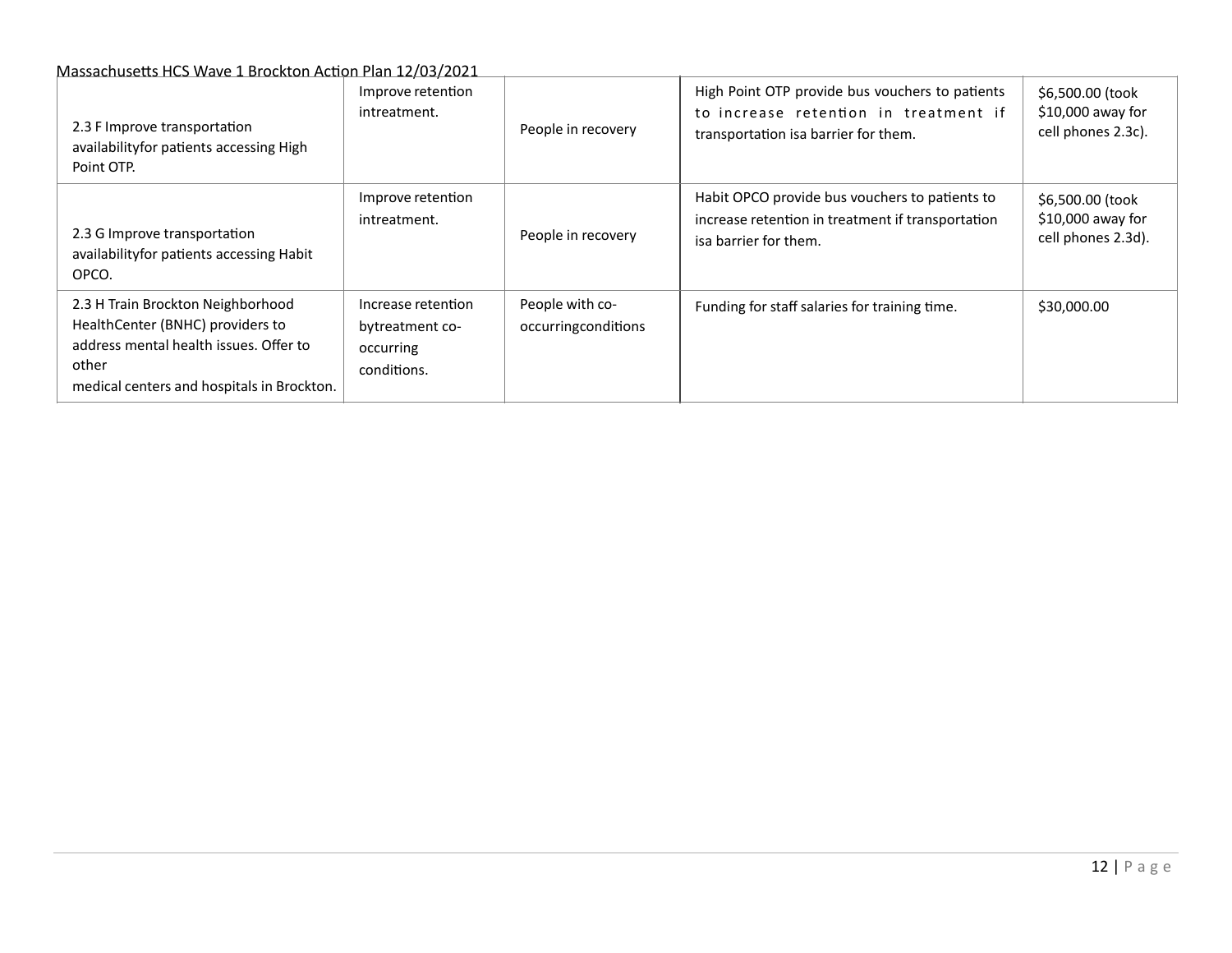| 2.3 F Improve transportation availabilityfor patients accessing High Point OTP. | Improve retention intreatment. | People in recovery | High Point OTP provide bus vouchers to patients to increase retention in treatment if transportation isa barrier for them. | $6,500.00 (took $10,000 away for cell phones 2.3c). |
|---|---|---|---|---|
| 2.3 G Improve transportation availabilityfor patients accessing Habit OPCO. | Improve retention intreatment. | People in recovery | Habit OPCO provide bus vouchers to patients to increase retention in treatment if transportation isa barrier for them. | $6,500.00 (took $10,000 away for cell phones 2.3d). |
| 2.3 H Train Brockton Neighborhood HealthCenter (BNHC) providers to address mental health issues. Offer to other medical centers and hospitals in Brockton. | Increase retention bytreatment co-occurring conditions. | People with co-occurringconditions | Funding for staff salaries for training time. | $30,000.00 |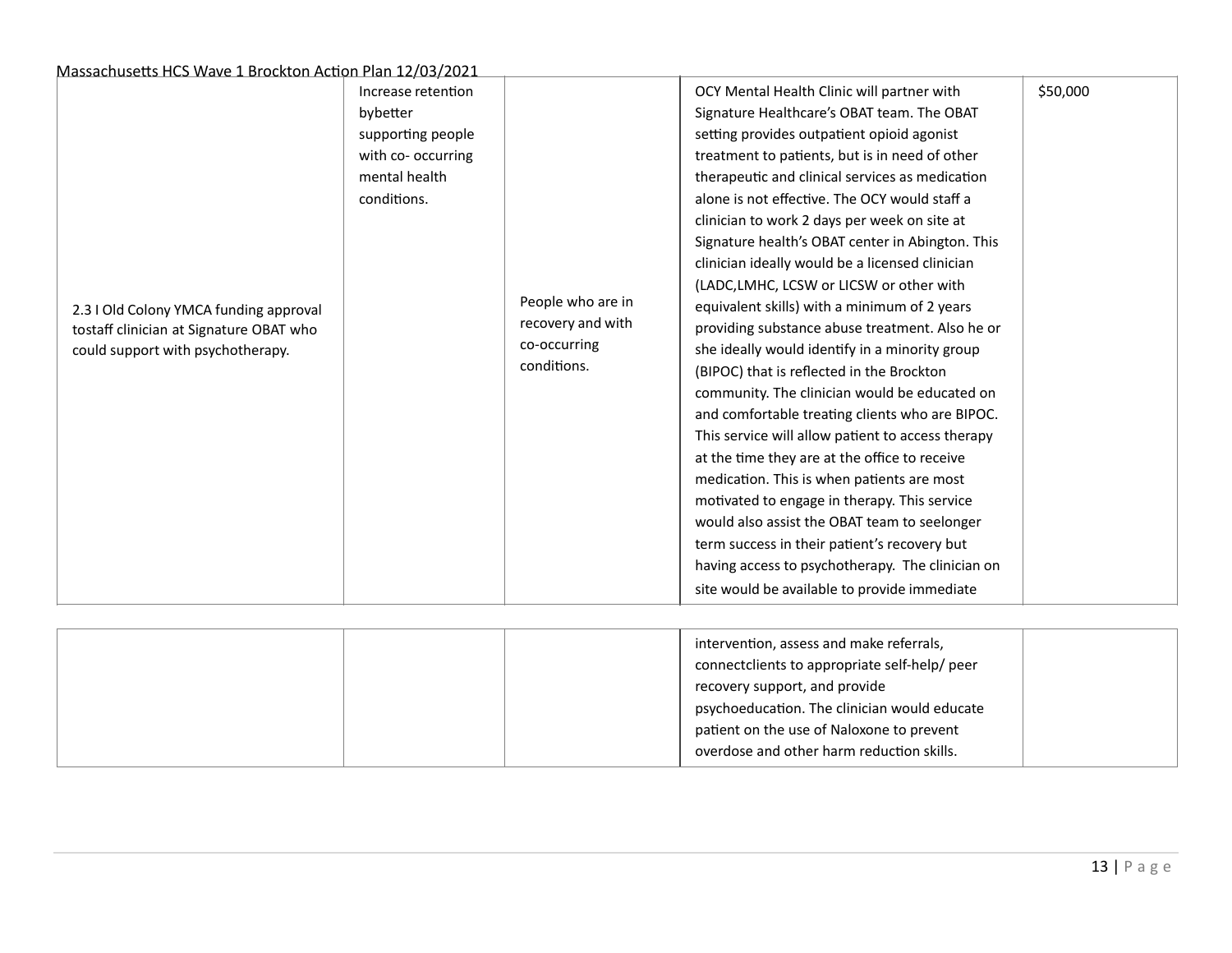| | | | | |
|---|---|---|---|---|
| 2.3 I Old Colony YMCA funding approval tostaff clinician at Signature OBAT who could support with psychotherapy. | Increase retention bybetter supporting people with co- occurring mental health conditions. | People who are in recovery and with co-occurring conditions. | OCY Mental Health Clinic will partner with Signature Healthcare's OBAT team. The OBAT setting provides outpatient opioid agonist treatment to patients, but is in need of other therapeutic and clinical services as medication alone is not effective. The OCY would staff a clinician to work 2 days per week on site at Signature health's OBAT center in Abington. This clinician ideally would be a licensed clinician (LADC,LMHC, LCSW or LICSW or other with equivalent skills) with a minimum of 2 years providing substance abuse treatment. Also he or she ideally would identify in a minority group (BIPOC) that is reflected in the Brockton community. The clinician would be educated on and comfortable treating clients who are BIPOC. This service will allow patient to access therapy at the time they are at the office to receive medication. This is when patients are most motivated to engage in therapy. This service would also assist the OBAT team to seelonger term success in their patient's recovery but having access to psychotherapy. The clinician on site would be available to provide immediate intervention, assess and make referrals, connectclients to appropriate self-help/ peer recovery support, and provide psychoeducation. The clinician would educate patient on the use of Naloxone to prevent overdose and other harm reduction skills. | $50,000 |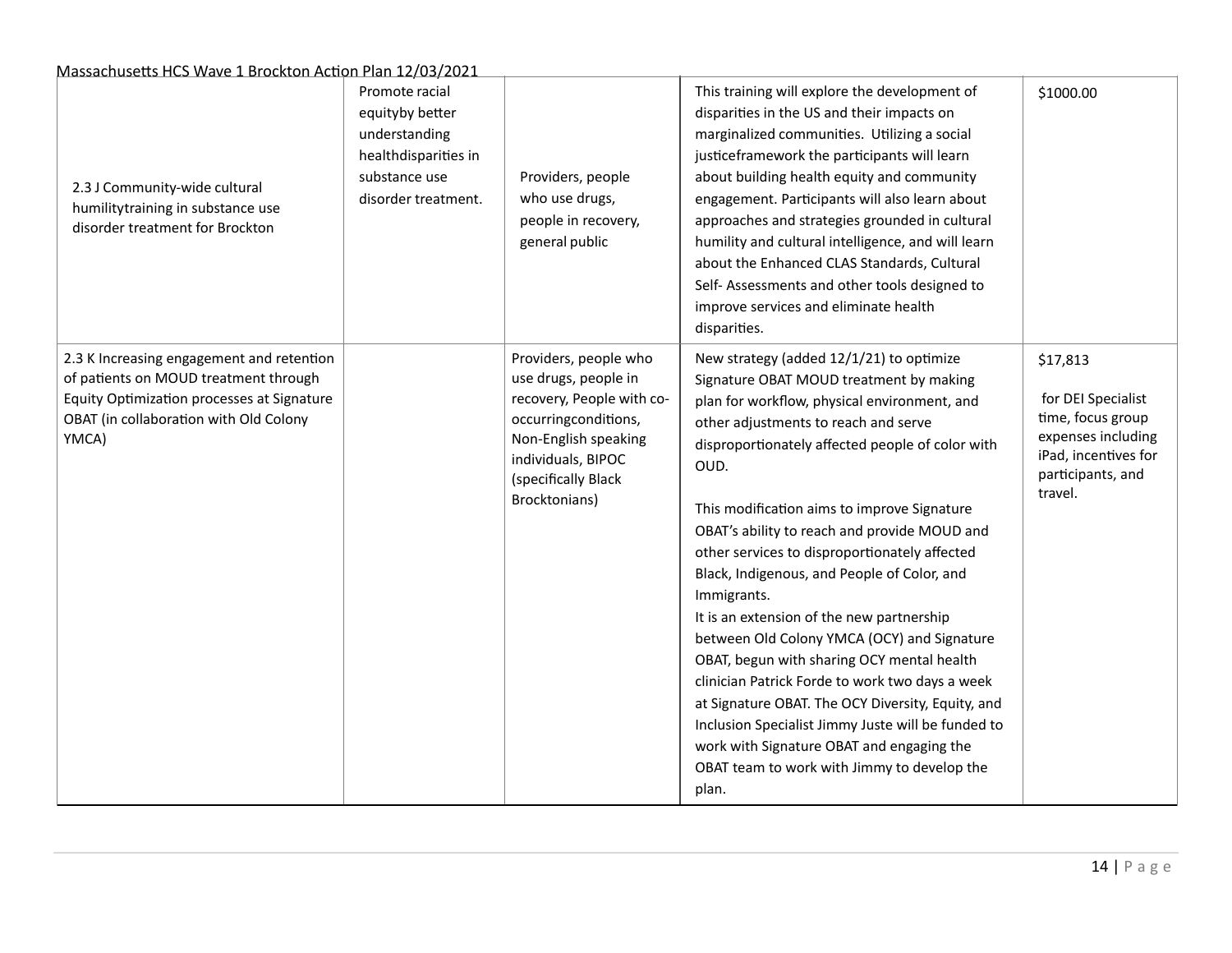| | | | | |
|---|---|---|---|---|
| 2.3 J Community-wide cultural humilitytraining in substance use disorder treatment for Brockton | Promote racial equityby better understanding healthdisparities in substance use disorder treatment. | Providers, people who use drugs, people in recovery, general public | This training will explore the development of disparities in the US and their impacts on marginalized communities. Utilizing a social justiceframework the participants will learn about building health equity and community engagement. Participants will also learn about approaches and strategies grounded in cultural humility and cultural intelligence, and will learn about the Enhanced CLAS Standards, Cultural Self- Assessments and other tools designed to improve services and eliminate health disparities. | $1000.00 |
| 2.3 K Increasing engagement and retention of patients on MOUD treatment through Equity Optimization processes at Signature OBAT (in collaboration with Old Colony YMCA) | | Providers, people who use drugs, people in recovery, People with co-occurringconditions, Non-English speaking individuals, BIPOC (specifically Black Brocktonians) | New strategy (added 12/1/21) to optimize Signature OBAT MOUD treatment by making plan for workflow, physical environment, and other adjustments to reach and serve disproportionately affected people of color with OUD.<br><br>This modification aims to improve Signature OBAT's ability to reach and provide MOUD and other services to disproportionately affected Black, Indigenous, and People of Color, and Immigrants.<br>It is an extension of the new partnership between Old Colony YMCA (OCY) and Signature OBAT, begun with sharing OCY mental health clinician Patrick Forde to work two days a week at Signature OBAT. The OCY Diversity, Equity, and Inclusion Specialist Jimmy Juste will be funded to work with Signature OBAT and engaging the OBAT team to work with Jimmy to develop the plan. | $17,813<br><br>for DEI Specialist time, focus group expenses including iPad, incentives for participants, and travel. |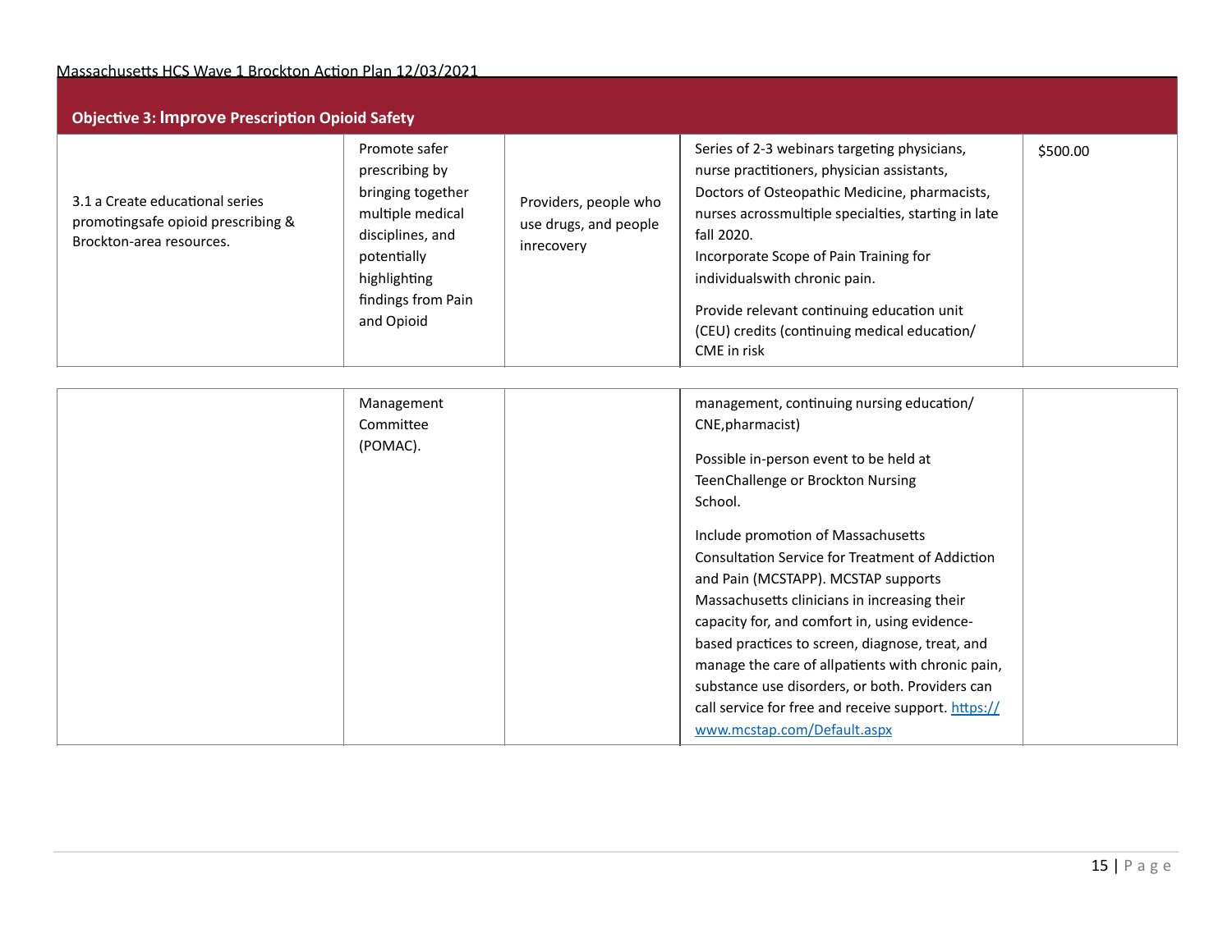**Objective 3: Improve Prescription Opioid Safety**

| | | | | |
|---|---|---|---|---|
| 3.1 a Create educational series promotingsafe opioid prescribing & Brockton-area resources. | Promote safer prescribing by bringing together multiple medical disciplines, and potentially highlighting findings from Pain and Opioid Management Committee (POMAC). | Providers, people who use drugs, and people inrecovery | Series of 2-3 webinars targeting physicians, nurse practitioners, physician assistants, Doctors of Osteopathic Medicine, pharmacists, nurses acrossmultiple specialties, starting in late fall 2020.<br>Incorporate Scope of Pain Training for individualswith chronic pain.<br><br>Provide relevant continuing education unit (CEU) credits (continuing medical education/ CME in risk management, continuing nursing education/ CNE,pharmacist)<br><br>Possible in-person event to be held at TeenChallenge or Brockton Nursing School.<br><br>Include promotion of Massachusetts Consultation Service for Treatment of Addiction and Pain (MCSTAPP). MCSTAP supports Massachusetts clinicians in increasing their capacity for, and comfort in, using evidence-based practices to screen, diagnose, treat, and manage the care of allpatients with chronic pain, substance use disorders, or both. Providers can call service for free and receive support. https://www.mcstap.com/Default.aspx | $500.00 |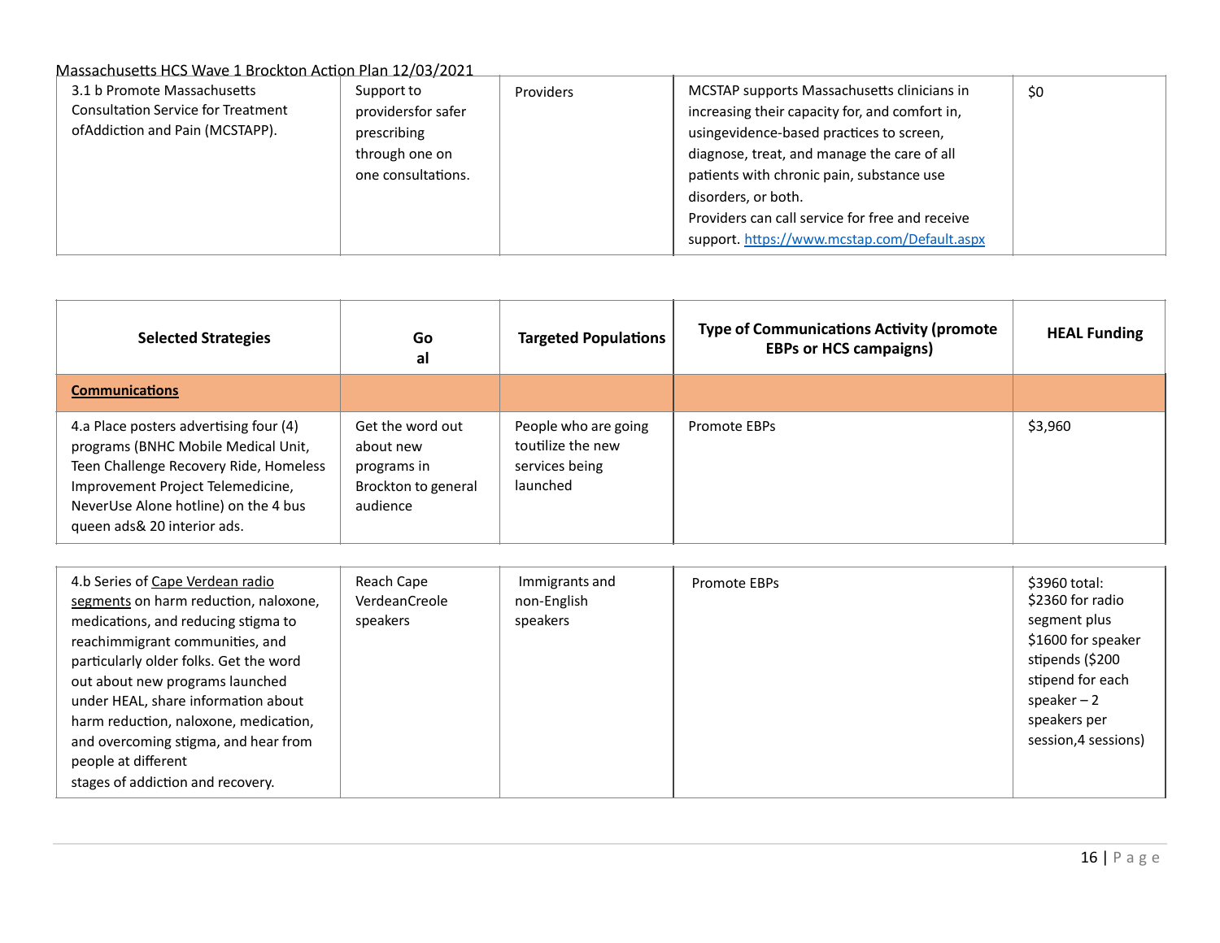| | | | | |
|---|---|---|---|---|
| 3.1 b Promote Massachusetts Consultation Service for Treatment ofAddiction and Pain (MCSTAPP). | Support to providersfor safer prescribing through one on one consultations. | Providers | MCSTAP supports Massachusetts clinicians in increasing their capacity for, and comfort in, usingevidence-based practices to screen, diagnose, treat, and manage the care of all patients with chronic pain, substance use disorders, or both.<br>Providers can call service for free and receive support. [https://www.mcstap.com/Default.aspx](https://www.mcstap.com/Default.aspx) | $0 |

| Selected Strategies | Go al | Targeted Populations | Type of Communications Activity (promote EBPs or HCS campaigns) | HEAL Funding |
|---|---|---|---|---|
| **Communications** | | | | |
| 4.a Place posters advertising four (4) programs (BNHC Mobile Medical Unit, Teen Challenge Recovery Ride, Homeless Improvement Project Telemedicine, NeverUse Alone hotline) on the 4 bus queen ads& 20 interior ads. | Get the word out about new programs in Brockton to general audience | People who are going toutilize the new services being launched | Promote EBPs | $3,960 |
| 4.b Series of Cape Verdean radio segments on harm reduction, naloxone, medications, and reducing stigma to reachimmigrant communities, and particularly older folks. Get the word out about new programs launched under HEAL, share information about harm reduction, naloxone, medication, and overcoming stigma, and hear from people at different stages of addiction and recovery. | Reach Cape VerdeanCreole speakers | Immigrants and non-English speakers | Promote EBPs | $3960 total: $2360 for radio segment plus $1600 for speaker stipends ($200 stipend for each speaker – 2 speakers per session,4 sessions) |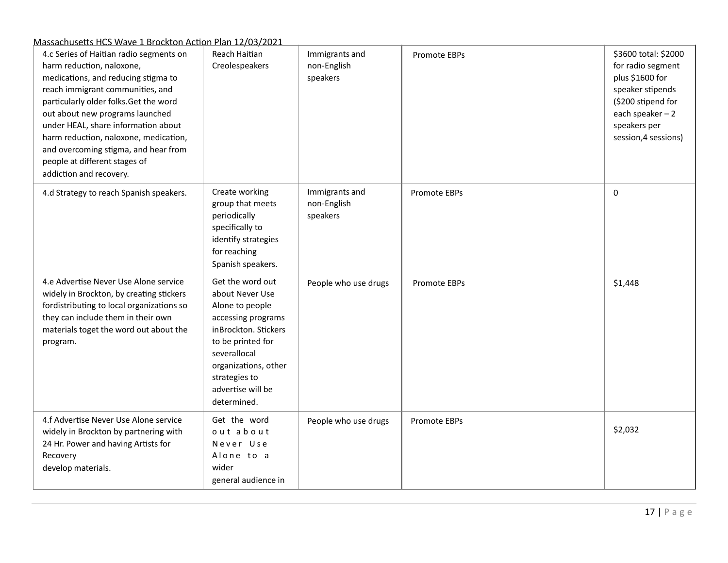| | | | | |
|---|---|---|---|---|
| 4.c Series of Haitian radio segments on harm reduction, naloxone, medications, and reducing stigma to reach immigrant communities, and particularly older folks.Get the word out about new programs launched under HEAL, share information about harm reduction, naloxone, medication, and overcoming stigma, and hear from people at different stages of addiction and recovery. | Reach Haitian Creolespeakers | Immigrants and non-English speakers | Promote EBPs | $3600 total: $2000 for radio segment plus $1600 for speaker stipends ($200 stipend for each speaker – 2 speakers per session,4 sessions) |
| 4.d Strategy to reach Spanish speakers. | Create working group that meets periodically specifically to identify strategies for reaching Spanish speakers. | Immigrants and non-English speakers | Promote EBPs | 0 |
| 4.e Advertise Never Use Alone service widely in Brockton, by creating stickers fordistributing to local organizations so they can include them in their own materials toget the word out about the program. | Get the word out about Never Use Alone to people accessing programs inBrockton. Stickers to be printed for severallocal organizations, other strategies to advertise will be determined. | People who use drugs | Promote EBPs | $1,448 |
| 4.f Advertise Never Use Alone service widely in Brockton by partnering with 24 Hr. Power and having Artists for Recovery develop materials. | Get the word out about Never Use Alone to a wider general audience in | People who use drugs | Promote EBPs | $2,032 |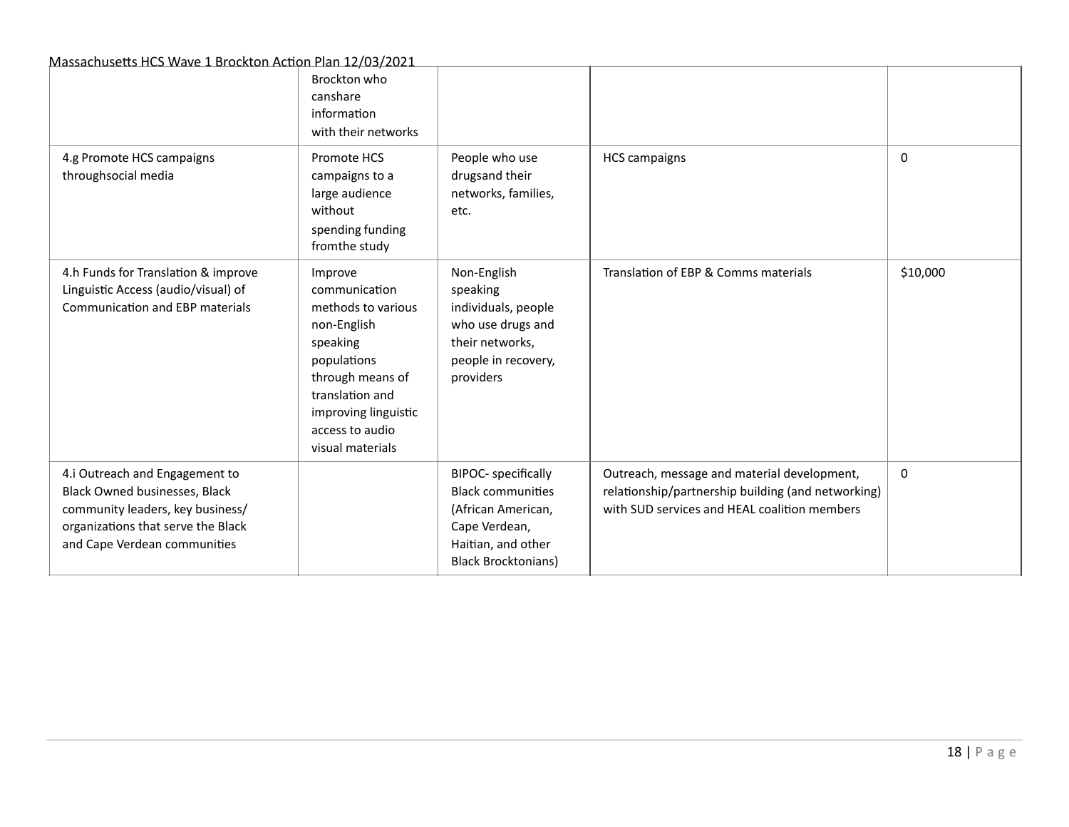| | | | | |
|---|---|---|---|---|
| | Brockton who canshare information with their networks | | | |
| 4.g Promote HCS campaigns throughsocial media | Promote HCS campaigns to a large audience without spending funding fromthe study | People who use drugsand their networks, families, etc. | HCS campaigns | 0 |
| 4.h Funds for Translation & improve Linguistic Access (audio/visual) of Communication and EBP materials | Improve communication methods to various non-English speaking populations through means of translation and improving linguistic access to audio visual materials | Non-English speaking individuals, people who use drugs and their networks, people in recovery, providers | Translation of EBP & Comms materials | $10,000 |
| 4.i Outreach and Engagement to Black Owned businesses, Black community leaders, key business/ organizations that serve the Black and Cape Verdean communities | | BIPOC- specifically Black communities (African American, Cape Verdean, Haitian, and other Black Brocktonians) | Outreach, message and material development, relationship/partnership building (and networking) with SUD services and HEAL coalition members | 0 |